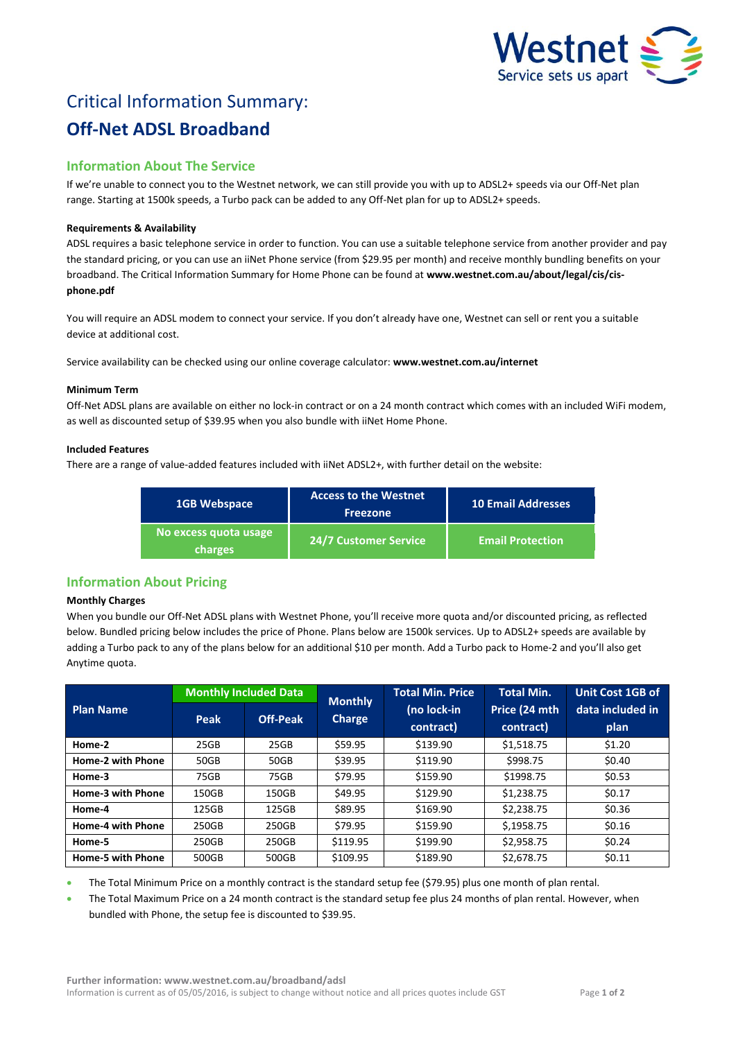# Critical Information Summary:

# Off-Net ADSL Broadband

## Information About The Service

If we're unable to connect you to the Westnet network, we can still provide you with up to ADSL2+ speeds via our Off-Net plan range. Starting at 1500k speeds, a Turbo pack can be added to any Off-Net plan for up to ADSL2+ speeds.

### Requirements & Availability

ADSL requires a basic telephone service in order to function. You can use a suitable telephone service from another provider and pay the standard pricing, or you can use an iiNet Phone service (from $29.95 per month) and receive monthly bundling benefits on your broadband. The Critical Information Summary for Home Phone can be found at **www.westnet.com.au/about/legal/cis/cis-phone.pdf**

You will require an ADSL modem to connect your service. If you don't already have one, Westnet can sell or rent you a suitable device at additional cost.

Service availability can be checked using our online coverage calculator: **www.westnet.com.au/internet**

### Minimum Term

Off-Net ADSL plans are available on either no lock-in contract or on a 24 month contract which comes with an included WiFi modem, as well as discounted setup of $39.95 when you also bundle with iiNet Home Phone.

### Included Features

There are a range of value-added features included with iiNet ADSL2+, with further detail on the website:

| 1GB Webspace | Access to the Westnet Freezone | 10 Email Addresses |
|---|---|---|
| No excess quota usage charges | 24/7 Customer Service | Email Protection |

## Information About Pricing

### Monthly Charges

When you bundle our Off-Net ADSL plans with Westnet Phone, you'll receive more quota and/or discounted pricing, as reflected below. Bundled pricing below includes the price of Phone. Plans below are 1500k services. Up to ADSL2+ speeds are available by adding a Turbo pack to any of the plans below for an additional $10 per month. Add a Turbo pack to Home-2 and you'll also get Anytime quota.

| Plan Name | Monthly Included Data | | Monthly Charge | Total Min. Price (no lock-in contract) | Total Min. Price (24 mth contract) | Unit Cost 1GB of data included in plan |
|---|---|---|---|---|---|---|
| | Peak | Off-Peak | | | | |
| **Home-2** | 25GB | 25GB | $59.95 | $139.90 | $1,518.75 | $1.20 |
| **Home-2 with Phone** | 50GB | 50GB | $39.95 | $119.90 | $998.75 | $0.40 |
| **Home-3** | 75GB | 75GB | $79.95 | $159.90 | $1998.75 | $0.53 |
| **Home-3 with Phone** | 150GB | 150GB | $49.95 | $129.90 | $1,238.75 | $0.17 |
| **Home-4** | 125GB | 125GB | $89.95 | $169.90 | $2,238.75 | $0.36 |
| **Home-4 with Phone** | 250GB | 250GB | $79.95 | $159.90 | $,1958.75 | $0.16 |
| **Home-5** | 250GB | 250GB | $119.95 | $199.90 | $2,958.75 | $0.24 |
| **Home-5 with Phone** | 500GB | 500GB | $109.95 | $189.90 | $2,678.75 | $0.11 |

- The Total Minimum Price on a monthly contract is the standard setup fee ($79.95) plus one month of plan rental.
- The Total Maximum Price on a 24 month contract is the standard setup fee plus 24 months of plan rental. However, when bundled with Phone, the setup fee is discounted to $39.95.

**Further information: www.westnet.com.au/broadband/adsl**

Information is current as of 05/05/2016, is subject to change without notice and all prices quotes include GST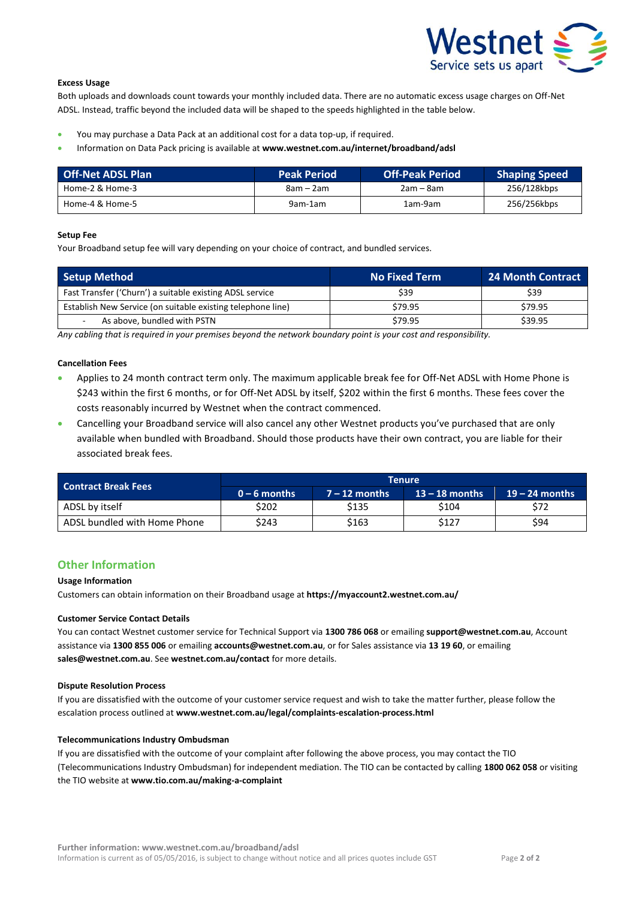**Excess Usage**

Both uploads and downloads count towards your monthly included data. There are no automatic excess usage charges on Off-Net ADSL. Instead, traffic beyond the included data will be shaped to the speeds highlighted in the table below.

- You may purchase a Data Pack at an additional cost for a data top-up, if required.
- Information on Data Pack pricing is available at **www.westnet.com.au/internet/broadband/adsl**

| Off-Net ADSL Plan | Peak Period | Off-Peak Period | Shaping Speed |
|---|---|---|---|
| Home-2 & Home-3 | 8am – 2am | 2am – 8am | 256/128kbps |
| Home-4 & Home-5 | 9am-1am | 1am-9am | 256/256kbps |

**Setup Fee**

Your Broadband setup fee will vary depending on your choice of contract, and bundled services.

| Setup Method | No Fixed Term | 24 Month Contract |
|---|---|---|
| Fast Transfer ('Churn') a suitable existing ADSL service | $39 | $39 |
| Establish New Service (on suitable existing telephone line) | $79.95 | $79.95 |
| - As above, bundled with PSTN | $79.95 | $39.95 |

*Any cabling that is required in your premises beyond the network boundary point is your cost and responsibility.*

**Cancellation Fees**

- Applies to 24 month contract term only. The maximum applicable break fee for Off-Net ADSL with Home Phone is $243 within the first 6 months, or for Off-Net ADSL by itself, $202 within the first 6 months. These fees cover the costs reasonably incurred by Westnet when the contract commenced.
- Cancelling your Broadband service will also cancel any other Westnet products you've purchased that are only available when bundled with Broadband. Should those products have their own contract, you are liable for their associated break fees.

| Contract Break Fees | Tenure | | | |
|---|---|---|---|---|
| | 0 – 6 months | 7 – 12 months | 13 – 18 months | 19 – 24 months |
| ADSL by itself | $202 | $135 | $104 | $72 |
| ADSL bundled with Home Phone | $243 | $163 | $127 | $94 |

## Other Information

**Usage Information**

Customers can obtain information on their Broadband usage at **https://myaccount2.westnet.com.au/**

**Customer Service Contact Details**

You can contact Westnet customer service for Technical Support via **1300 786 068** or emailing **support@westnet.com.au**, Account assistance via **1300 855 006** or emailing **accounts@westnet.com.au**, or for Sales assistance via **13 19 60**, or emailing **sales@westnet.com.au**. See **westnet.com.au/contact** for more details.

**Dispute Resolution Process**

If you are dissatisfied with the outcome of your customer service request and wish to take the matter further, please follow the escalation process outlined at **www.westnet.com.au/legal/complaints-escalation-process.html**

**Telecommunications Industry Ombudsman**

If you are dissatisfied with the outcome of your complaint after following the above process, you may contact the TIO (Telecommunications Industry Ombudsman) for independent mediation. The TIO can be contacted by calling **1800 062 058** or visiting the TIO website at **www.tio.com.au/making-a-complaint**

**Further information: www.westnet.com.au/broadband/adsl**
Information is current as of 05/05/2016, is subject to change without notice and all prices quotes include GST